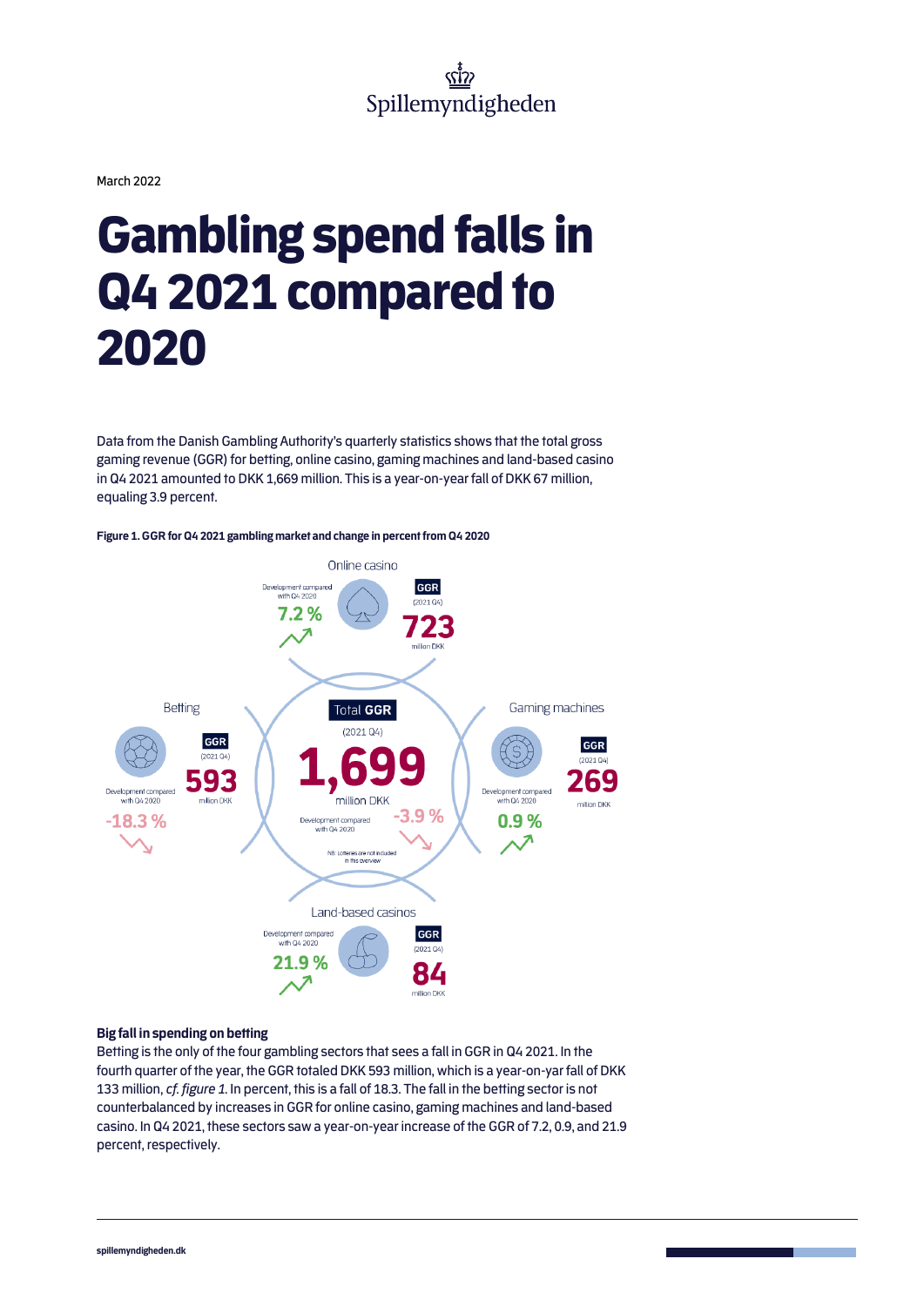Spillemyndigheden

March 2022

# Gambling spend falls in Q4 2021 compared to 2020

Data from the Danish Gambling Authority's quarterly statistics shows that the total gross gaming revenue (GGR) for betting, online casino, gaming machines and land-based casino in Q4 2021 amounted to DKK 1,669 million. This is a year-on-year fall of DKK 67 million, equaling 3.9 percent.

**Figure 1. GGR for Q4 2021 gambling market and change in percent from Q4 2020**

Online casino
Development compared with Q4 2020
7.2 %
GGR (2021 Q4)
723
million DKK

Betting
GGR (2021 Q4)
593
million DKK
Development compared with Q4 2020
-18.3 %

Total GGR (2021 Q4)
1,699
million DKK
Development compared with Q4 2020
-3.9 %
NB: Lotteries are not included in this overview

Gaming machines
GGR (2021 Q4)
269
million DKK
Development compared with Q4 2020
0.9 %

Land-based casinos
Development compared with Q4 2020
21.9 %
GGR (2021 Q4)
84
million DKK

**Big fall in spending on betting**

Betting is the only of the four gambling sectors that sees a fall in GGR in Q4 2021. In the fourth quarter of the year, the GGR totaled DKK 593 million, which is a year-on-yar fall of DKK 133 million, *cf. figure 1*. In percent, this is a fall of 18.3. The fall in the betting sector is not counterbalanced by increases in GGR for online casino, gaming machines and land-based casino. In Q4 2021, these sectors saw a year-on-year increase of the GGR of 7.2, 0.9, and 21.9 percent, respectively.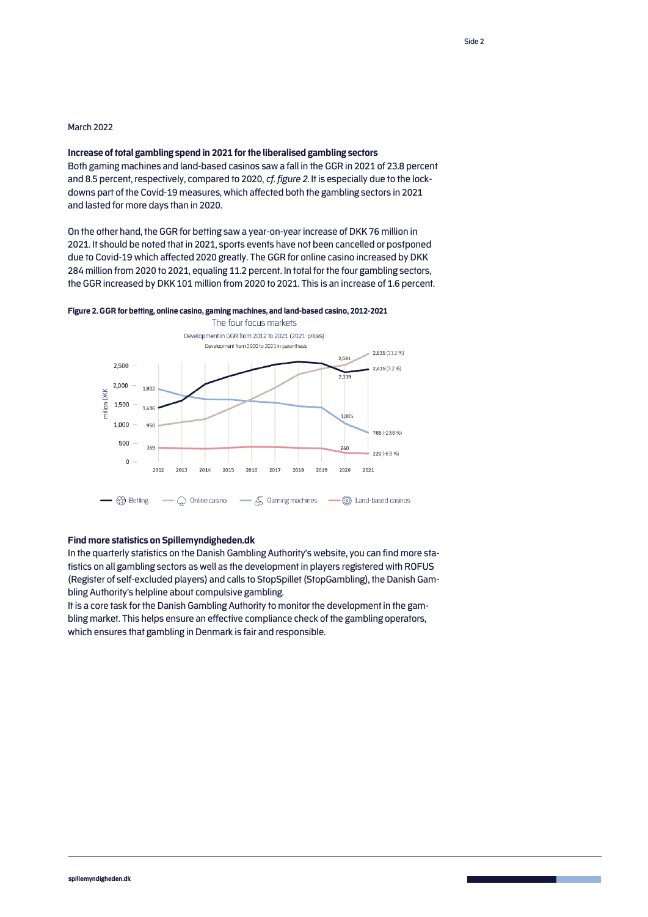March 2022

**Increase of total gambling spend in 2021 for the liberalised gambling sectors**

Both gaming machines and land-based casinos saw a fall in the GGR in 2021 of 23.8 percent and 8.5 percent, respectively, compared to 2020, *cf. figure 2.* It is especially due to the lock-downs part of the Covid-19 measures, which affected both the gambling sectors in 2021 and lasted for more days than in 2020.

On the other hand, the GGR for betting saw a year-on-year increase of DKK 76 million in 2021. It should be noted that in 2021, sports events have not been cancelled or postponed due to Covid-19 which affected 2020 greatly. The GGR for online casino increased by DKK 284 million from 2020 to 2021, equaling 11.2 percent. In total for the four gambling sectors, the GGR increased by DKK 101 million from 2020 to 2021. This is an increase of 1.6 percent.

**Figure 2. GGR for betting, online casino, gaming machines, and land-based casino, 2012-2021**

The four focus markets

Development in GGR from 2012 to 2021 (2021-prices)

Development from 2020 to 2021 in parenthesis

million DKK

0, 500, 1,000, 1,500, 2,000, 2,500

2012, 2013, 2014, 2015, 2016, 2017, 2018, 2019, 2020, 2021

1,902, 1,416, 950, 369, 2,531, 2,339, 1,005, 240

2,815 (11.2 %), 2,415 (3.2 %), 765 (-23.8 %), 220 (-8.5 %)

Betting, Online casino, Gaming machines, Land-based casinos

**Find more statistics on Spillemyndigheden.dk**

In the quarterly statistics on the Danish Gambling Authority's website, you can find more statistics on all gambling sectors as well as the development in players registered with ROFUS (Register of self-excluded players) and calls to StopSpillet (StopGambling), the Danish Gambling Authority's helpline about compulsive gambling.

It is a core task for the Danish Gambling Authority to monitor the development in the gambling market. This helps ensure an effective compliance check of the gambling operators, which ensures that gambling in Denmark is fair and responsible.